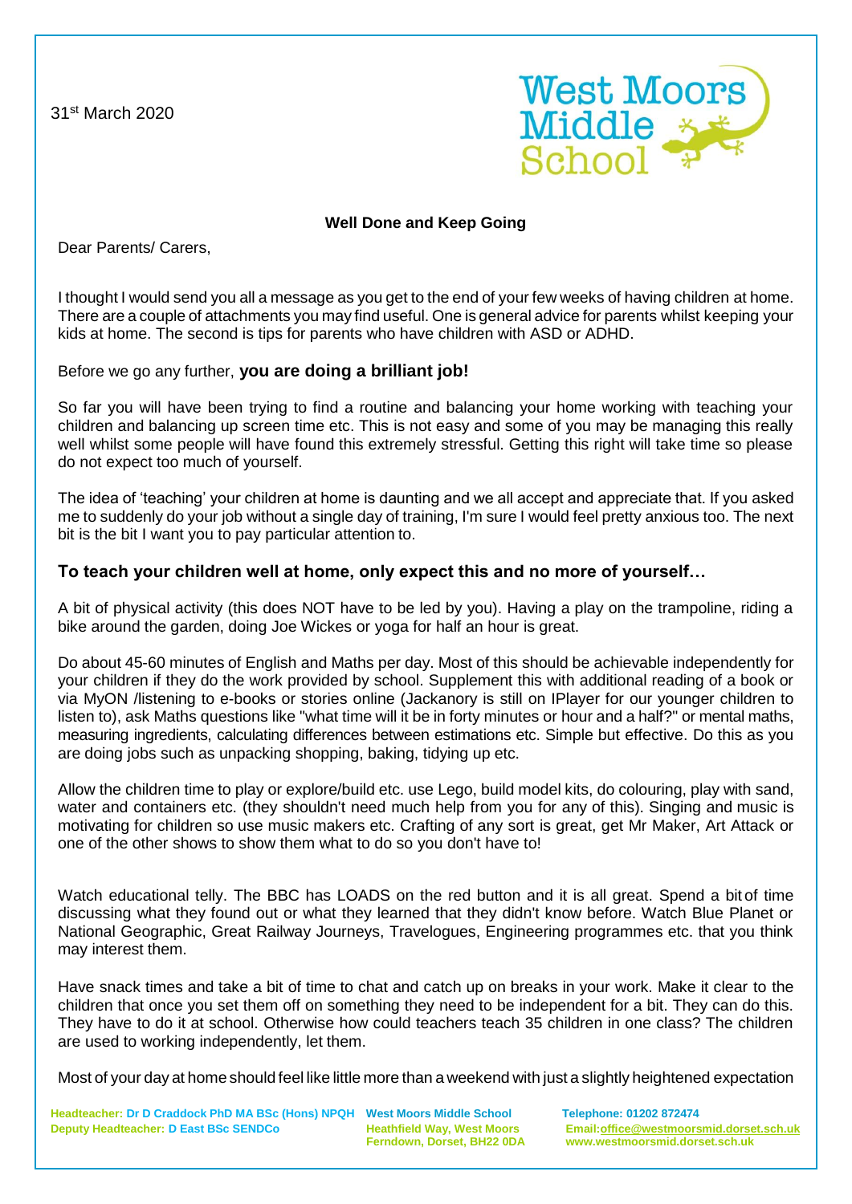31st March 2020

West Moors Middle School

**Well Done and Keep Going**

Dear Parents/ Carers,

I thought I would send you all a message as you get to the end of your few weeks of having children at home. There are a couple of attachments you may find useful. One is general advice for parents whilst keeping your kids at home. The second is tips for parents who have children with ASD or ADHD.

Before we go any further, **you are doing a brilliant job!**

So far you will have been trying to find a routine and balancing your home working with teaching your children and balancing up screen time etc. This is not easy and some of you may be managing this really well whilst some people will have found this extremely stressful. Getting this right will take time so please do not expect too much of yourself.

The idea of 'teaching' your children at home is daunting and we all accept and appreciate that. If you asked me to suddenly do your job without a single day of training, I'm sure I would feel pretty anxious too. The next bit is the bit I want you to pay particular attention to.

## To teach your children well at home, only expect this and no more of yourself…

A bit of physical activity (this does NOT have to be led by you). Having a play on the trampoline, riding a bike around the garden, doing Joe Wickes or yoga for half an hour is great.

Do about 45-60 minutes of English and Maths per day. Most of this should be achievable independently for your children if they do the work provided by school. Supplement this with additional reading of a book or via MyON /listening to e-books or stories online (Jackanory is still on IPlayer for our younger children to listen to), ask Maths questions like "what time will it be in forty minutes or hour and a half?" or mental maths, measuring ingredients, calculating differences between estimations etc. Simple but effective. Do this as you are doing jobs such as unpacking shopping, baking, tidying up etc.

Allow the children time to play or explore/build etc. use Lego, build model kits, do colouring, play with sand, water and containers etc. (they shouldn't need much help from you for any of this). Singing and music is motivating for children so use music makers etc. Crafting of any sort is great, get Mr Maker, Art Attack or one of the other shows to show them what to do so you don't have to!

Watch educational telly. The BBC has LOADS on the red button and it is all great. Spend a bit of time discussing what they found out or what they learned that they didn't know before. Watch Blue Planet or National Geographic, Great Railway Journeys, Travelogues, Engineering programmes etc. that you think may interest them.

Have snack times and take a bit of time to chat and catch up on breaks in your work. Make it clear to the children that once you set them off on something they need to be independent for a bit. They can do this. They have to do it at school. Otherwise how could teachers teach 35 children in one class? The children are used to working independently, let them.

Most of your day at home should feel like little more than a weekend with just a slightly heightened expectation

Headteacher: Dr D Craddock PhD MA BSc (Hons) NPQH
Deputy Headteacher: D East BSc SENDCo

West Moors Middle School
Heathfield Way, West Moors
Ferndown, Dorset, BH22 0DA

Telephone: 01202 872474
Email: office@westmoorsmid.dorset.sch.uk
www.westmoorsmid.dorset.sch.uk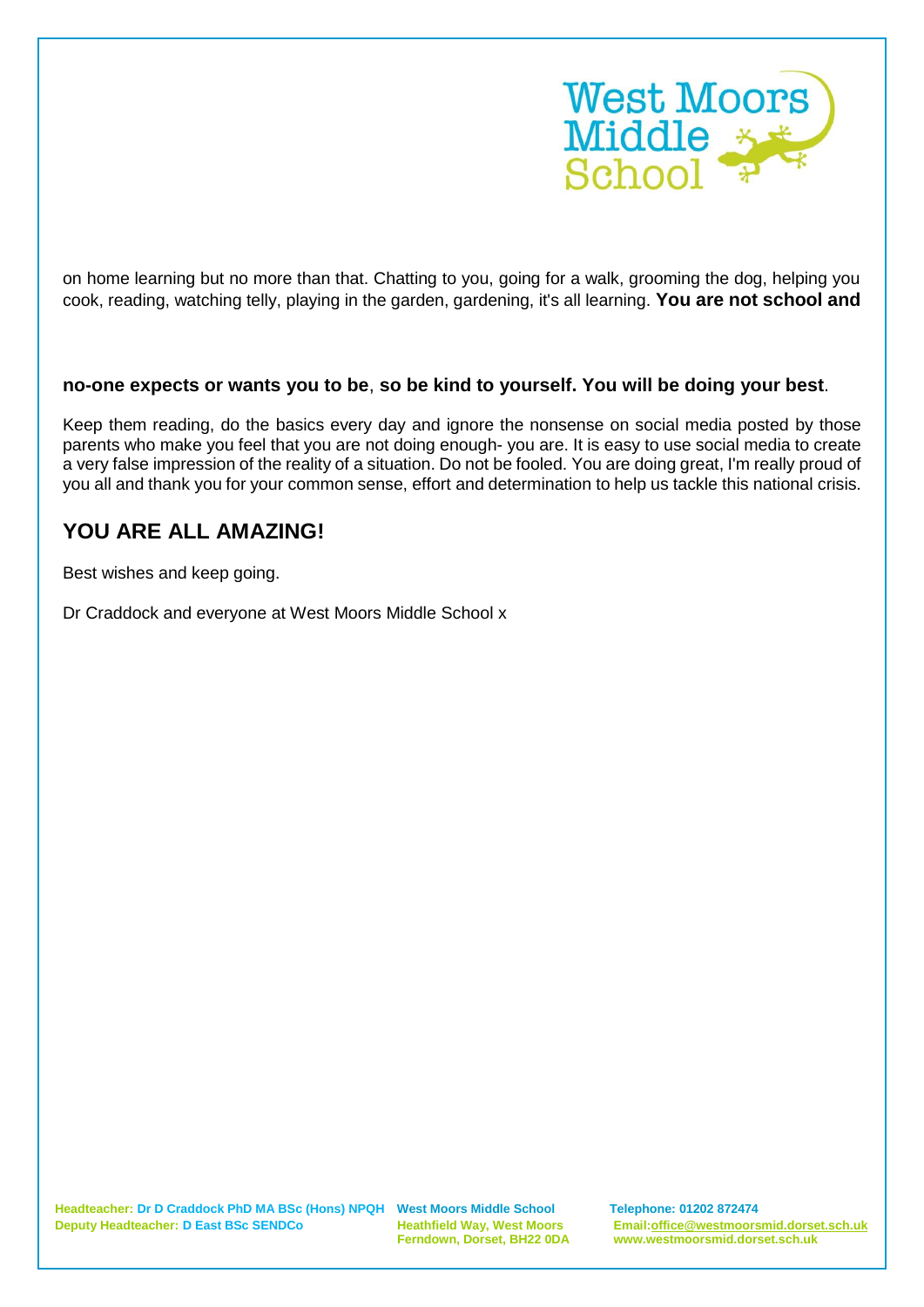on home learning but no more than that. Chatting to you, going for a walk, grooming the dog, helping you cook, reading, watching telly, playing in the garden, gardening, it's all learning. **You are not school and no-one expects or wants you to be**, **so be kind to yourself. You will be doing your best**.

Keep them reading, do the basics every day and ignore the nonsense on social media posted by those parents who make you feel that you are not doing enough- you are. It is easy to use social media to create a very false impression of the reality of a situation. Do not be fooled. You are doing great, I'm really proud of you all and thank you for your common sense, effort and determination to help us tackle this national crisis.

## YOU ARE ALL AMAZING!

Best wishes and keep going.

Dr Craddock and everyone at West Moors Middle School x